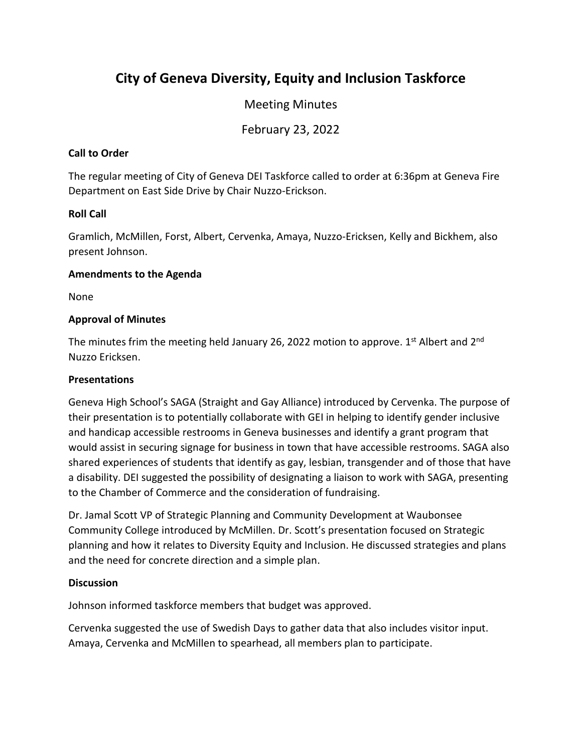# City of Geneva Diversity, Equity and Inclusion Taskforce

Meeting Minutes

February 23, 2022

**Call to Order**

The regular meeting of City of Geneva DEI Taskforce called to order at 6:36pm at Geneva Fire Department on East Side Drive by Chair Nuzzo-Erickson.

**Roll Call**

Gramlich, McMillen, Forst, Albert, Cervenka, Amaya, Nuzzo-Ericksen, Kelly and Bickhem, also present Johnson.

**Amendments to the Agenda**

None

**Approval of Minutes**

The minutes frim the meeting held January 26, 2022 motion to approve. 1st Albert and 2nd Nuzzo Ericksen.

**Presentations**

Geneva High School's SAGA (Straight and Gay Alliance) introduced by Cervenka. The purpose of their presentation is to potentially collaborate with GEI in helping to identify gender inclusive and handicap accessible restrooms in Geneva businesses and identify a grant program that would assist in securing signage for business in town that have accessible restrooms. SAGA also shared experiences of students that identify as gay, lesbian, transgender and of those that have a disability. DEI suggested the possibility of designating a liaison to work with SAGA, presenting to the Chamber of Commerce and the consideration of fundraising.

Dr. Jamal Scott VP of Strategic Planning and Community Development at Waubonsee Community College introduced by McMillen. Dr. Scott's presentation focused on Strategic planning and how it relates to Diversity Equity and Inclusion. He discussed strategies and plans and the need for concrete direction and a simple plan.

**Discussion**

Johnson informed taskforce members that budget was approved.

Cervenka suggested the use of Swedish Days to gather data that also includes visitor input. Amaya, Cervenka and McMillen to spearhead, all members plan to participate.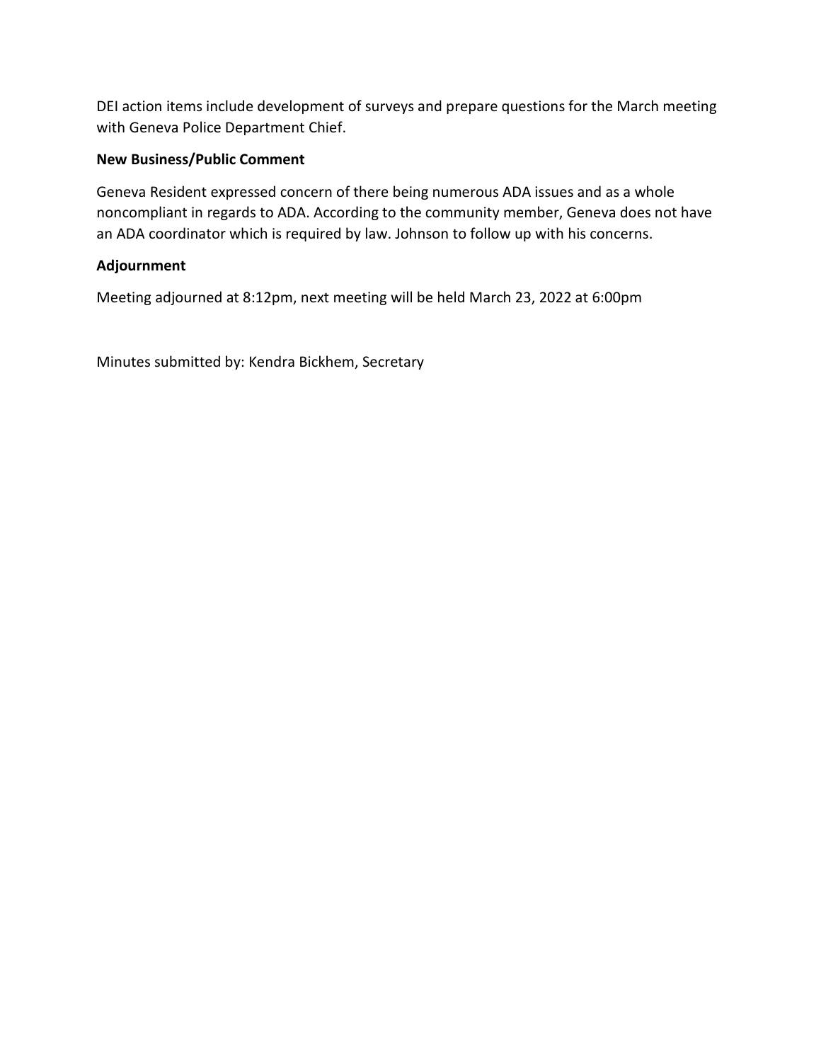DEI action items include development of surveys and prepare questions for the March meeting with Geneva Police Department Chief.

**New Business/Public Comment**

Geneva Resident expressed concern of there being numerous ADA issues and as a whole noncompliant in regards to ADA. According to the community member, Geneva does not have an ADA coordinator which is required by law. Johnson to follow up with his concerns.

**Adjournment**

Meeting adjourned at 8:12pm, next meeting will be held March 23, 2022 at 6:00pm

Minutes submitted by: Kendra Bickhem, Secretary